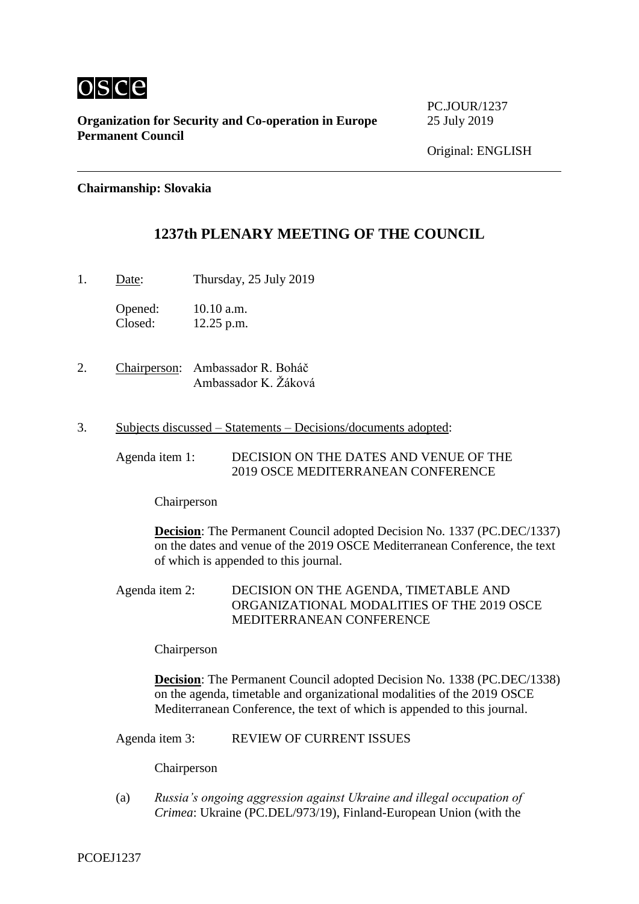**Organization for Security and Co-operation in Europe**
**Permanent Council**

PC.JOUR/1237
25 July 2019

Original: ENGLISH

**Chairmanship: Slovakia**

## 1237th PLENARY MEETING OF THE COUNCIL

1. Date: Thursday, 25 July 2019

   Opened: 10.10 a.m.
   Closed: 12.25 p.m.

2. Chairperson: Ambassador R. Boháč
   Ambassador K. Žáková

3. Subjects discussed – Statements – Decisions/documents adopted:

   Agenda item 1: DECISION ON THE DATES AND VENUE OF THE 2019 OSCE MEDITERRANEAN CONFERENCE

   Chairperson

   **Decision**: The Permanent Council adopted Decision No. 1337 (PC.DEC/1337) on the dates and venue of the 2019 OSCE Mediterranean Conference, the text of which is appended to this journal.

   Agenda item 2: DECISION ON THE AGENDA, TIMETABLE AND ORGANIZATIONAL MODALITIES OF THE 2019 OSCE MEDITERRANEAN CONFERENCE

   Chairperson

   **Decision**: The Permanent Council adopted Decision No. 1338 (PC.DEC/1338) on the agenda, timetable and organizational modalities of the 2019 OSCE Mediterranean Conference, the text of which is appended to this journal.

   Agenda item 3: REVIEW OF CURRENT ISSUES

   Chairperson

   (a) *Russia's ongoing aggression against Ukraine and illegal occupation of Crimea*: Ukraine (PC.DEL/973/19), Finland-European Union (with the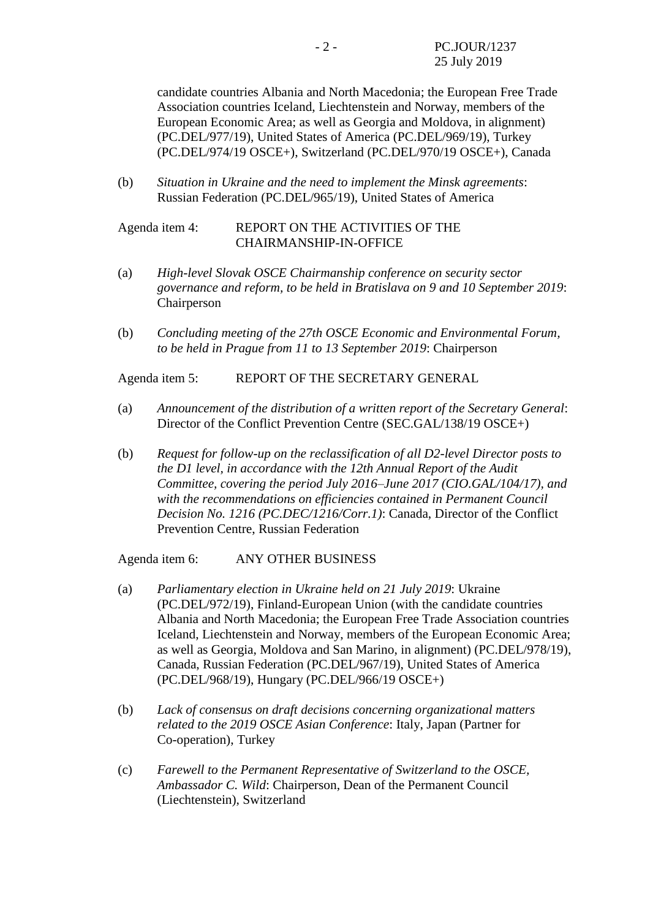candidate countries Albania and North Macedonia; the European Free Trade Association countries Iceland, Liechtenstein and Norway, members of the European Economic Area; as well as Georgia and Moldova, in alignment) (PC.DEL/977/19), United States of America (PC.DEL/969/19), Turkey (PC.DEL/974/19 OSCE+), Switzerland (PC.DEL/970/19 OSCE+), Canada

(b) *Situation in Ukraine and the need to implement the Minsk agreements*: Russian Federation (PC.DEL/965/19), United States of America

Agenda item 4: REPORT ON THE ACTIVITIES OF THE CHAIRMANSHIP-IN-OFFICE

(a) *High-level Slovak OSCE Chairmanship conference on security sector governance and reform, to be held in Bratislava on 9 and 10 September 2019*: Chairperson

(b) *Concluding meeting of the 27th OSCE Economic and Environmental Forum, to be held in Prague from 11 to 13 September 2019*: Chairperson

Agenda item 5: REPORT OF THE SECRETARY GENERAL

(a) *Announcement of the distribution of a written report of the Secretary General*: Director of the Conflict Prevention Centre (SEC.GAL/138/19 OSCE+)

(b) *Request for follow-up on the reclassification of all D2-level Director posts to the D1 level, in accordance with the 12th Annual Report of the Audit Committee, covering the period July 2016–June 2017 (CIO.GAL/104/17), and with the recommendations on efficiencies contained in Permanent Council Decision No. 1216 (PC.DEC/1216/Corr.1)*: Canada, Director of the Conflict Prevention Centre, Russian Federation

Agenda item 6: ANY OTHER BUSINESS

(a) *Parliamentary election in Ukraine held on 21 July 2019*: Ukraine (PC.DEL/972/19), Finland-European Union (with the candidate countries Albania and North Macedonia; the European Free Trade Association countries Iceland, Liechtenstein and Norway, members of the European Economic Area; as well as Georgia, Moldova and San Marino, in alignment) (PC.DEL/978/19), Canada, Russian Federation (PC.DEL/967/19), United States of America (PC.DEL/968/19), Hungary (PC.DEL/966/19 OSCE+)

(b) *Lack of consensus on draft decisions concerning organizational matters related to the 2019 OSCE Asian Conference*: Italy, Japan (Partner for Co-operation), Turkey

(c) *Farewell to the Permanent Representative of Switzerland to the OSCE, Ambassador C. Wild*: Chairperson, Dean of the Permanent Council (Liechtenstein), Switzerland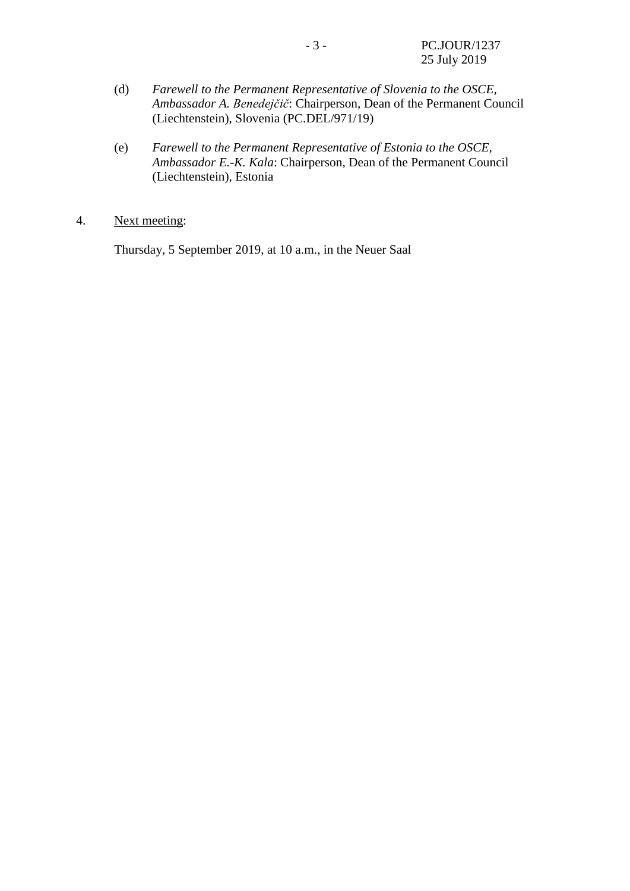(d) *Farewell to the Permanent Representative of Slovenia to the OSCE, Ambassador A. Benedejčič*: Chairperson, Dean of the Permanent Council (Liechtenstein), Slovenia (PC.DEL/971/19)

(e) *Farewell to the Permanent Representative of Estonia to the OSCE, Ambassador E.-K. Kala*: Chairperson, Dean of the Permanent Council (Liechtenstein), Estonia

4. Next meeting:

Thursday, 5 September 2019, at 10 a.m., in the Neuer Saal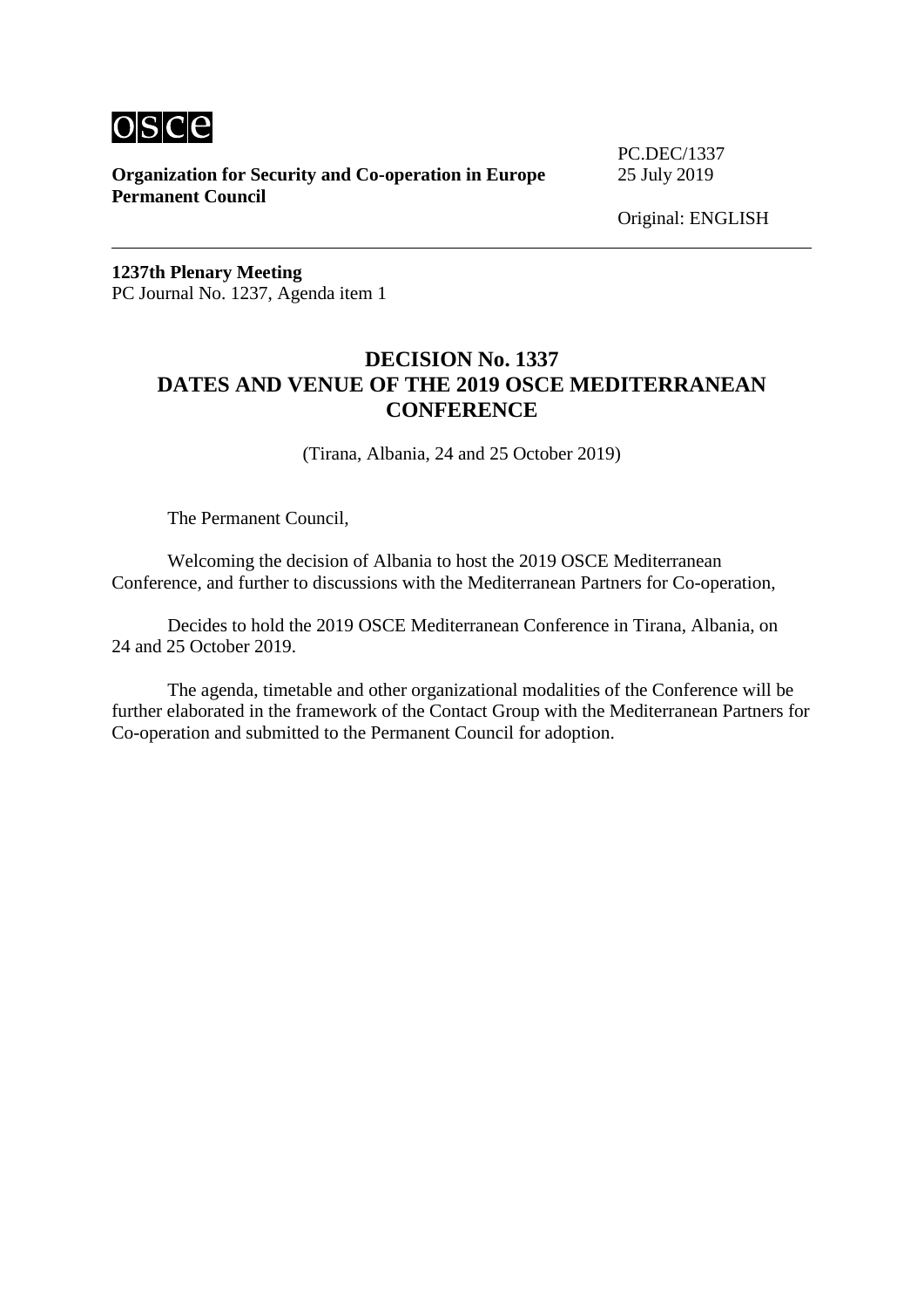osce

**Organization for Security and Co-operation in Europe**
**Permanent Council**

PC.DEC/1337
25 July 2019

Original: ENGLISH

**1237th Plenary Meeting**
PC Journal No. 1237, Agenda item 1

# DECISION No. 1337
# DATES AND VENUE OF THE 2019 OSCE MEDITERRANEAN CONFERENCE

(Tirana, Albania, 24 and 25 October 2019)

The Permanent Council,

Welcoming the decision of Albania to host the 2019 OSCE Mediterranean Conference, and further to discussions with the Mediterranean Partners for Co-operation,

Decides to hold the 2019 OSCE Mediterranean Conference in Tirana, Albania, on 24 and 25 October 2019.

The agenda, timetable and other organizational modalities of the Conference will be further elaborated in the framework of the Contact Group with the Mediterranean Partners for Co-operation and submitted to the Permanent Council for adoption.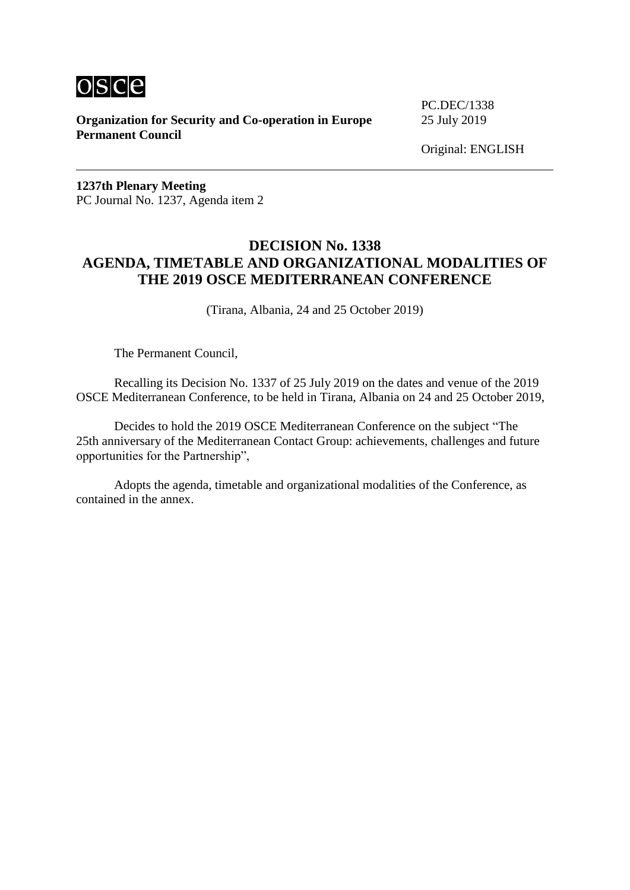**Organization for Security and Co-operation in Europe**
**Permanent Council**

PC.DEC/1338
25 July 2019

Original: ENGLISH

**1237th Plenary Meeting**
PC Journal No. 1237, Agenda item 2

## DECISION No. 1338
## AGENDA, TIMETABLE AND ORGANIZATIONAL MODALITIES OF THE 2019 OSCE MEDITERRANEAN CONFERENCE

(Tirana, Albania, 24 and 25 October 2019)

The Permanent Council,

Recalling its Decision No. 1337 of 25 July 2019 on the dates and venue of the 2019 OSCE Mediterranean Conference, to be held in Tirana, Albania on 24 and 25 October 2019,

Decides to hold the 2019 OSCE Mediterranean Conference on the subject "The 25th anniversary of the Mediterranean Contact Group: achievements, challenges and future opportunities for the Partnership",

Adopts the agenda, timetable and organizational modalities of the Conference, as contained in the annex.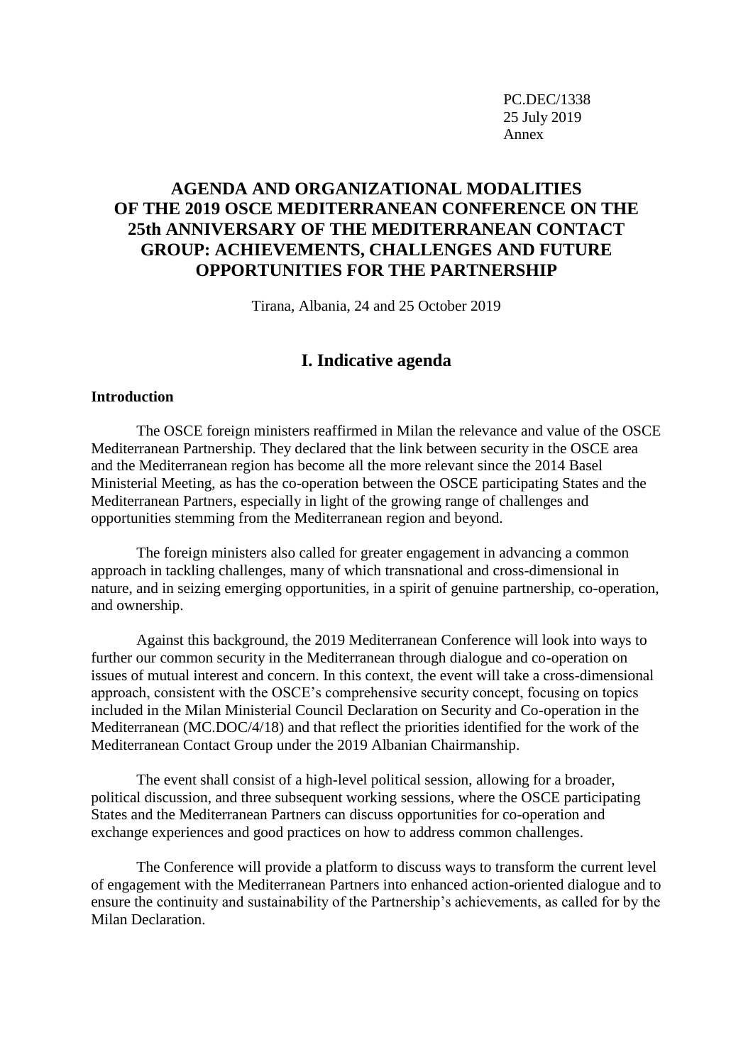PC.DEC/1338
25 July 2019
Annex

# AGENDA AND ORGANIZATIONAL MODALITIES OF THE 2019 OSCE MEDITERRANEAN CONFERENCE ON THE 25th ANNIVERSARY OF THE MEDITERRANEAN CONTACT GROUP: ACHIEVEMENTS, CHALLENGES AND FUTURE OPPORTUNITIES FOR THE PARTNERSHIP

Tirana, Albania, 24 and 25 October 2019

## I. Indicative agenda

**Introduction**

The OSCE foreign ministers reaffirmed in Milan the relevance and value of the OSCE Mediterranean Partnership. They declared that the link between security in the OSCE area and the Mediterranean region has become all the more relevant since the 2014 Basel Ministerial Meeting, as has the co-operation between the OSCE participating States and the Mediterranean Partners, especially in light of the growing range of challenges and opportunities stemming from the Mediterranean region and beyond.

The foreign ministers also called for greater engagement in advancing a common approach in tackling challenges, many of which transnational and cross-dimensional in nature, and in seizing emerging opportunities, in a spirit of genuine partnership, co-operation, and ownership.

Against this background, the 2019 Mediterranean Conference will look into ways to further our common security in the Mediterranean through dialogue and co-operation on issues of mutual interest and concern. In this context, the event will take a cross-dimensional approach, consistent with the OSCE's comprehensive security concept, focusing on topics included in the Milan Ministerial Council Declaration on Security and Co-operation in the Mediterranean (MC.DOC/4/18) and that reflect the priorities identified for the work of the Mediterranean Contact Group under the 2019 Albanian Chairmanship.

The event shall consist of a high-level political session, allowing for a broader, political discussion, and three subsequent working sessions, where the OSCE participating States and the Mediterranean Partners can discuss opportunities for co-operation and exchange experiences and good practices on how to address common challenges.

The Conference will provide a platform to discuss ways to transform the current level of engagement with the Mediterranean Partners into enhanced action-oriented dialogue and to ensure the continuity and sustainability of the Partnership's achievements, as called for by the Milan Declaration.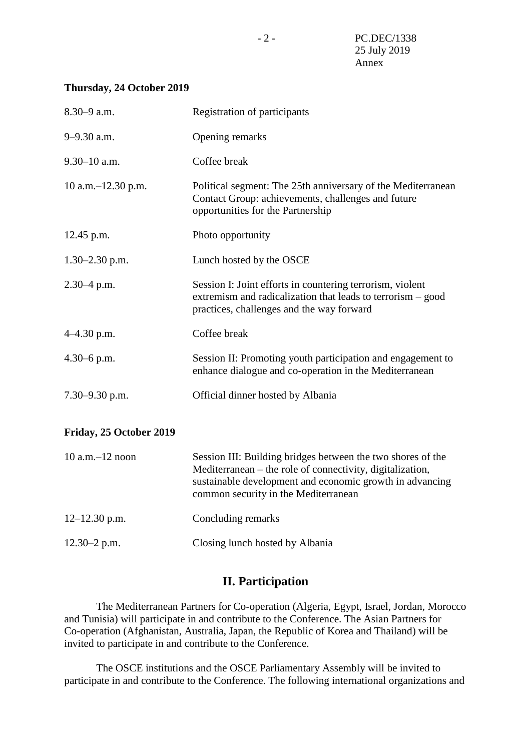**Thursday, 24 October 2019**

| | |
|---|---|
| 8.30–9 a.m. | Registration of participants |
| 9–9.30 a.m. | Opening remarks |
| 9.30–10 a.m. | Coffee break |
| 10 a.m.–12.30 p.m. | Political segment: The 25th anniversary of the Mediterranean Contact Group: achievements, challenges and future opportunities for the Partnership |
| 12.45 p.m. | Photo opportunity |
| 1.30–2.30 p.m. | Lunch hosted by the OSCE |
| 2.30–4 p.m. | Session I: Joint efforts in countering terrorism, violent extremism and radicalization that leads to terrorism – good practices, challenges and the way forward |
| 4–4.30 p.m. | Coffee break |
| 4.30–6 p.m. | Session II: Promoting youth participation and engagement to enhance dialogue and co-operation in the Mediterranean |
| 7.30–9.30 p.m. | Official dinner hosted by Albania |

**Friday, 25 October 2019**

| | |
|---|---|
| 10 a.m.–12 noon | Session III: Building bridges between the two shores of the Mediterranean – the role of connectivity, digitalization, sustainable development and economic growth in advancing common security in the Mediterranean |
| 12–12.30 p.m. | Concluding remarks |
| 12.30–2 p.m. | Closing lunch hosted by Albania |

## II. Participation

The Mediterranean Partners for Co-operation (Algeria, Egypt, Israel, Jordan, Morocco and Tunisia) will participate in and contribute to the Conference. The Asian Partners for Co-operation (Afghanistan, Australia, Japan, the Republic of Korea and Thailand) will be invited to participate in and contribute to the Conference.

The OSCE institutions and the OSCE Parliamentary Assembly will be invited to participate in and contribute to the Conference. The following international organizations and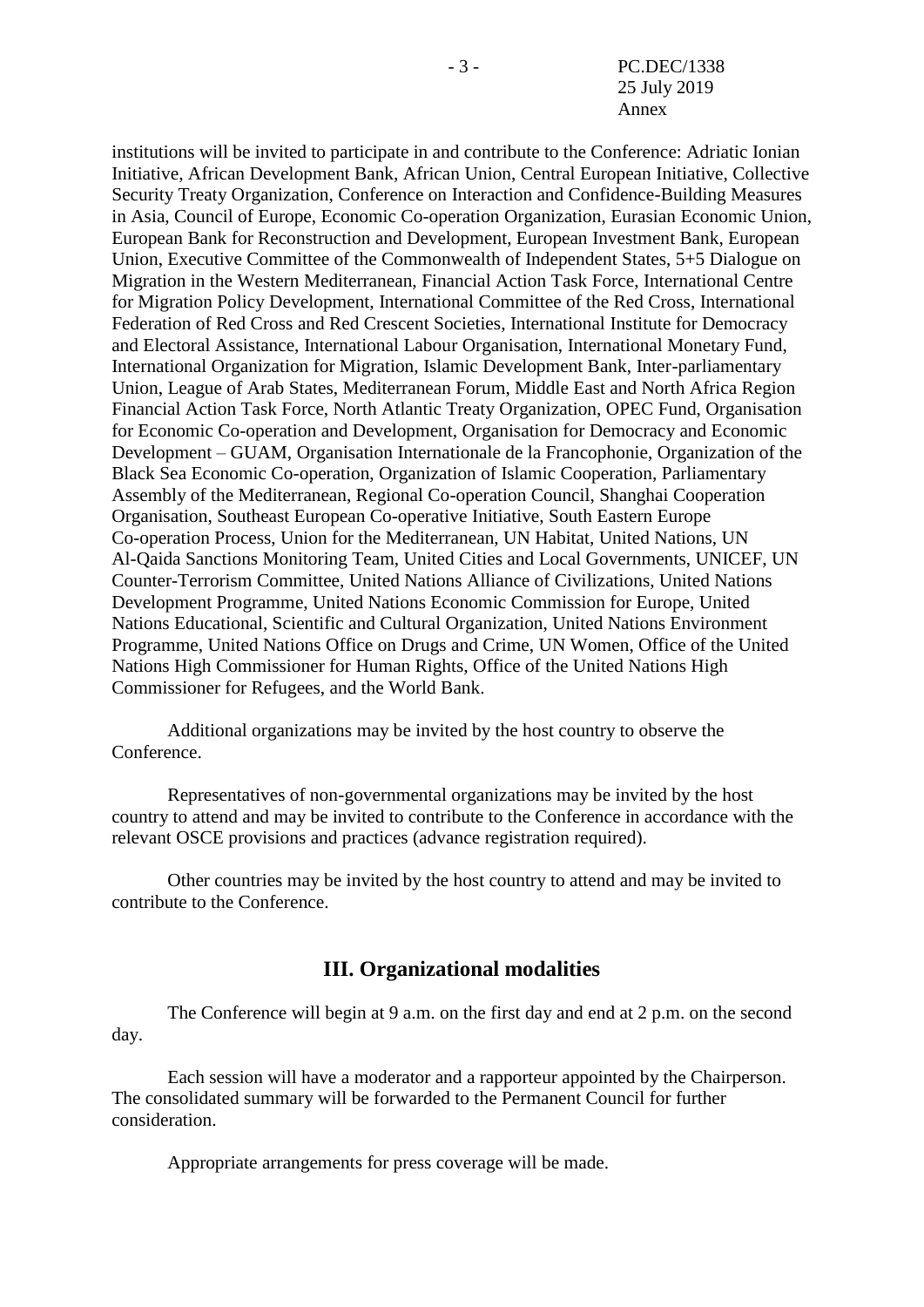institutions will be invited to participate in and contribute to the Conference: Adriatic Ionian Initiative, African Development Bank, African Union, Central European Initiative, Collective Security Treaty Organization, Conference on Interaction and Confidence-Building Measures in Asia, Council of Europe, Economic Co-operation Organization, Eurasian Economic Union, European Bank for Reconstruction and Development, European Investment Bank, European Union, Executive Committee of the Commonwealth of Independent States, 5+5 Dialogue on Migration in the Western Mediterranean, Financial Action Task Force, International Centre for Migration Policy Development, International Committee of the Red Cross, International Federation of Red Cross and Red Crescent Societies, International Institute for Democracy and Electoral Assistance, International Labour Organisation, International Monetary Fund, International Organization for Migration, Islamic Development Bank, Inter-parliamentary Union, League of Arab States, Mediterranean Forum, Middle East and North Africa Region Financial Action Task Force, North Atlantic Treaty Organization, OPEC Fund, Organisation for Economic Co-operation and Development, Organisation for Democracy and Economic Development – GUAM, Organisation Internationale de la Francophonie, Organization of the Black Sea Economic Co-operation, Organization of Islamic Cooperation, Parliamentary Assembly of the Mediterranean, Regional Co-operation Council, Shanghai Cooperation Organisation, Southeast European Co-operative Initiative, South Eastern Europe Co-operation Process, Union for the Mediterranean, UN Habitat, United Nations, UN Al-Qaida Sanctions Monitoring Team, United Cities and Local Governments, UNICEF, UN Counter-Terrorism Committee, United Nations Alliance of Civilizations, United Nations Development Programme, United Nations Economic Commission for Europe, United Nations Educational, Scientific and Cultural Organization, United Nations Environment Programme, United Nations Office on Drugs and Crime, UN Women, Office of the United Nations High Commissioner for Human Rights, Office of the United Nations High Commissioner for Refugees, and the World Bank.

Additional organizations may be invited by the host country to observe the Conference.

Representatives of non-governmental organizations may be invited by the host country to attend and may be invited to contribute to the Conference in accordance with the relevant OSCE provisions and practices (advance registration required).

Other countries may be invited by the host country to attend and may be invited to contribute to the Conference.

## III. Organizational modalities

The Conference will begin at 9 a.m. on the first day and end at 2 p.m. on the second day.

Each session will have a moderator and a rapporteur appointed by the Chairperson. The consolidated summary will be forwarded to the Permanent Council for further consideration.

Appropriate arrangements for press coverage will be made.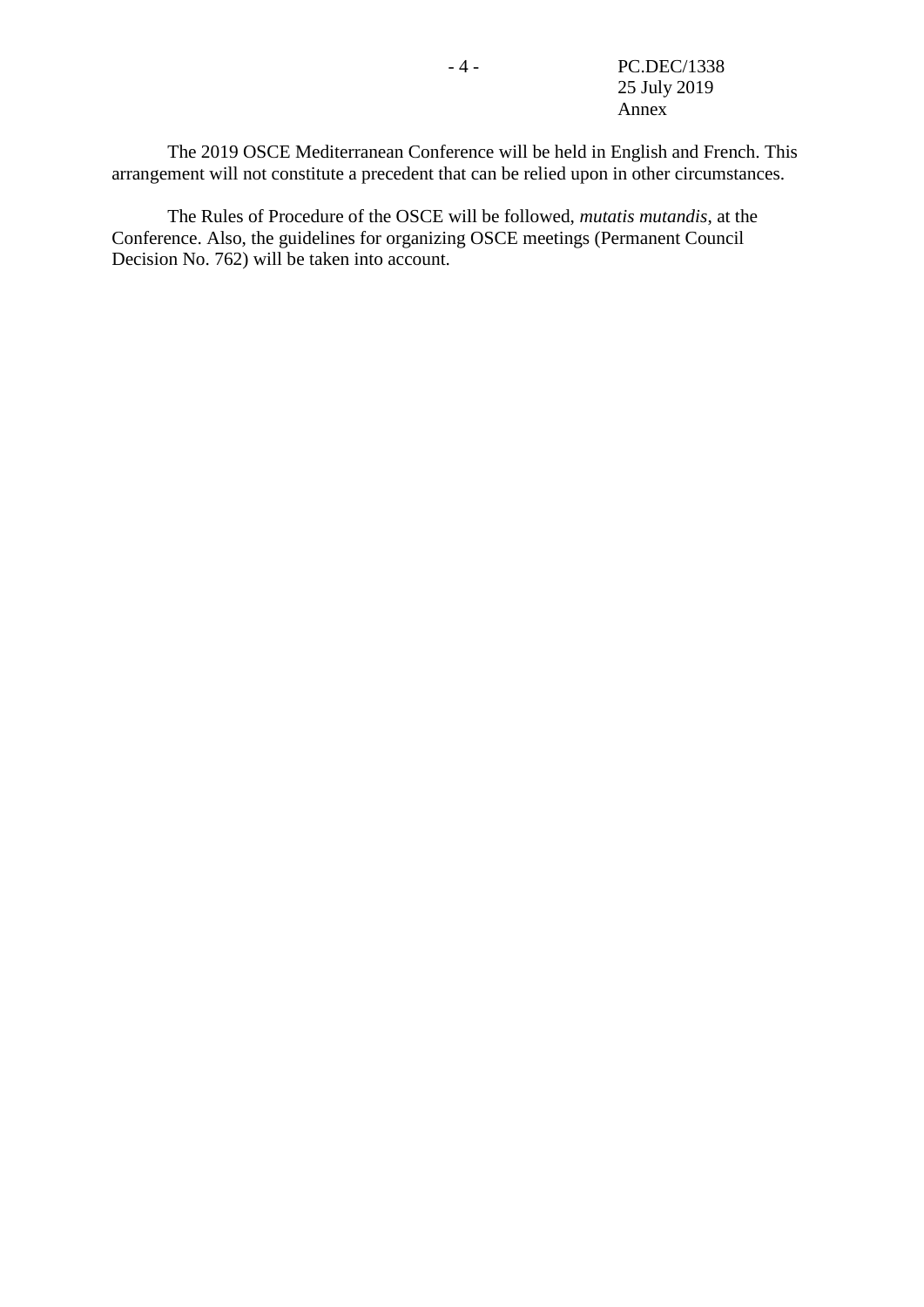The 2019 OSCE Mediterranean Conference will be held in English and French. This arrangement will not constitute a precedent that can be relied upon in other circumstances.

The Rules of Procedure of the OSCE will be followed, *mutatis mutandis*, at the Conference. Also, the guidelines for organizing OSCE meetings (Permanent Council Decision No. 762) will be taken into account.